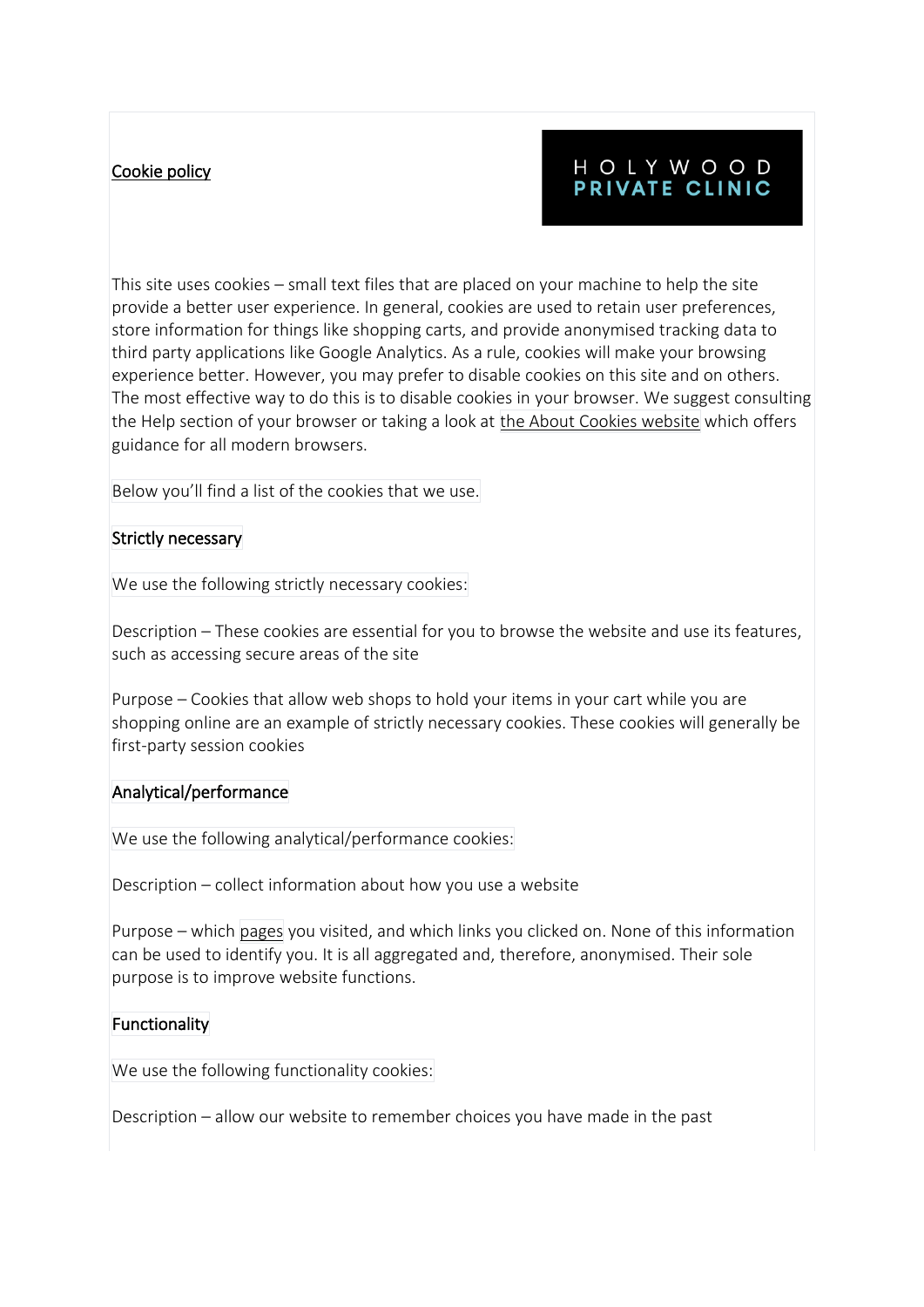# Cookie policy

HOLYWOOD PRIVATE CLINIC

This site uses cookies – small text files that are placed on your machine to help the site provide a better user experience. In general, cookies are used to retain user preferences, store information for things like shopping carts, and provide anonymised tracking data to third party applications like Google Analytics. As a rule, cookies will make your browsing experience better. However, you may prefer to disable cookies on this site and on others. The most effective way to do this is to disable cookies in your browser. We suggest consulting the Help section of your browser or taking a look at the About Cookies website which offers guidance for all modern browsers.

Below you'll find a list of the cookies that we use.

## Strictly necessary

We use the following strictly necessary cookies:

Description – These cookies are essential for you to browse the website and use its features, such as accessing secure areas of the site

Purpose – Cookies that allow web shops to hold your items in your cart while you are shopping online are an example of strictly necessary cookies. These cookies will generally be first-party session cookies

## Analytical/performance

We use the following analytical/performance cookies:

Description – collect information about how you use a website

Purpose – which pages you visited, and which links you clicked on. None of this information can be used to identify you. It is all aggregated and, therefore, anonymised. Their sole purpose is to improve website functions.

## Functionality

We use the following functionality cookies:

Description – allow our website to remember choices you have made in the past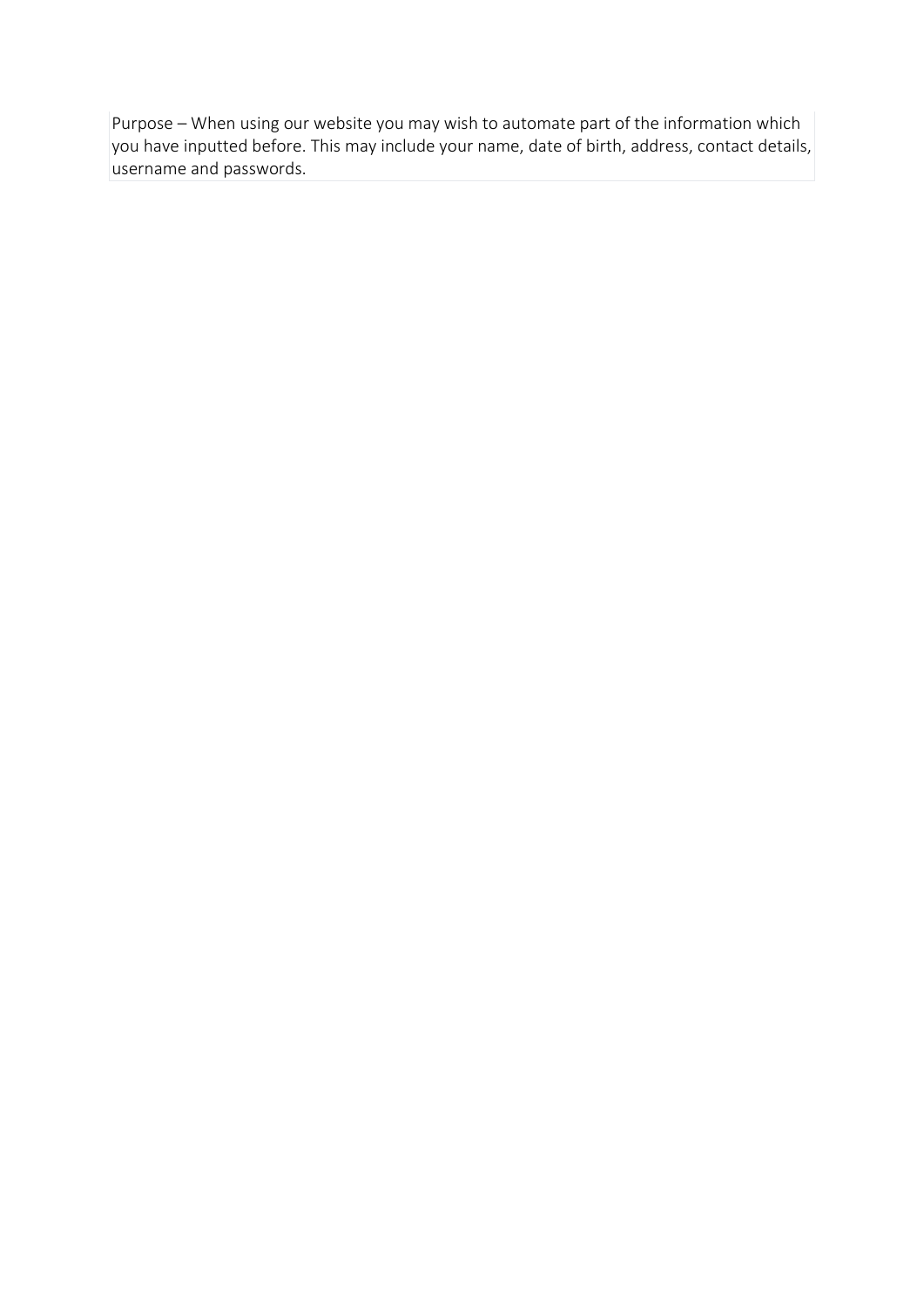Purpose – When using our website you may wish to automate part of the information which you have inputted before. This may include your name, date of birth, address, contact details, username and passwords.